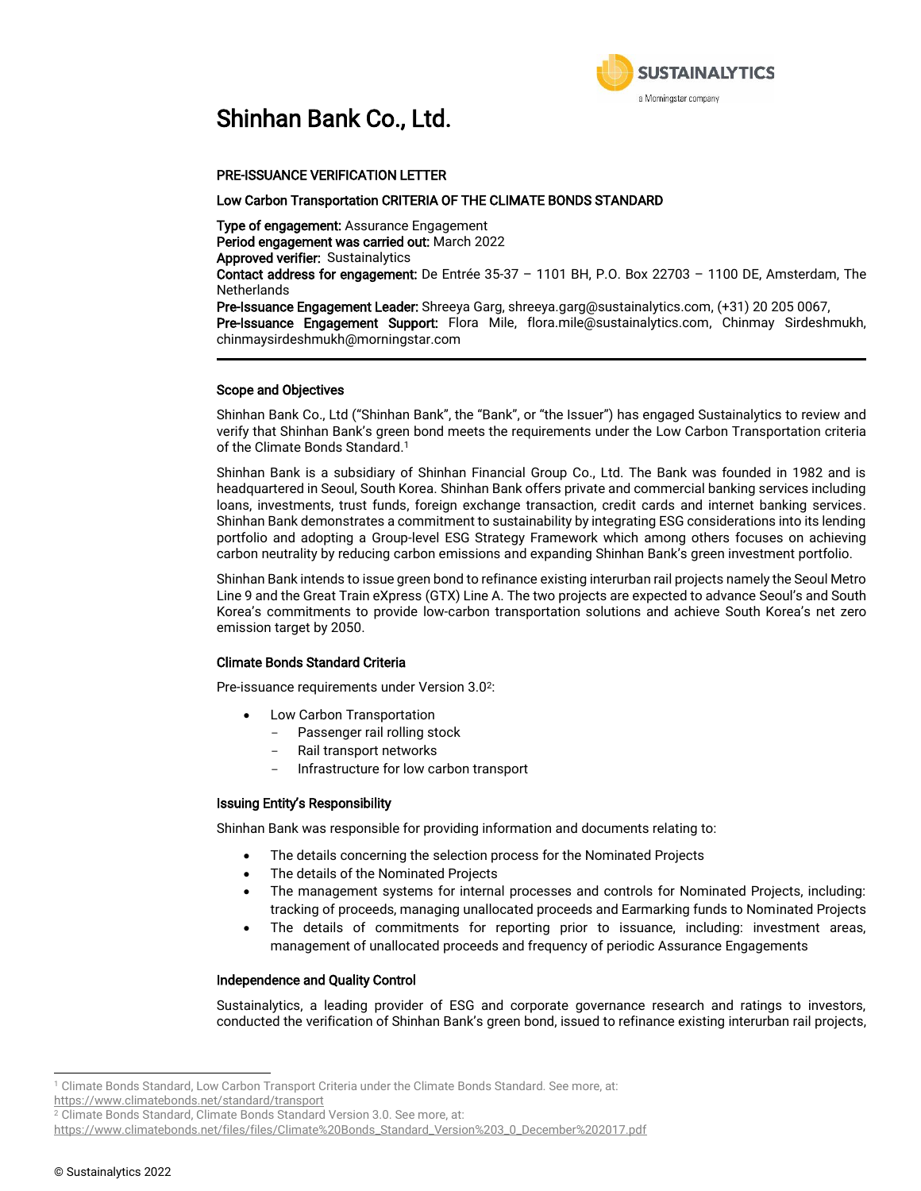# Shinhan Bank Co., Ltd.

**PRE-ISSUANCE VERIFICATION LETTER**

**Low Carbon Transportation CRITERIA OF THE CLIMATE BONDS STANDARD**

**Type of engagement:** Assurance Engagement
**Period engagement was carried out:** March 2022
**Approved verifier:** Sustainalytics
**Contact address for engagement:** De Entrée 35-37 – 1101 BH, P.O. Box 22703 – 1100 DE, Amsterdam, The Netherlands
**Pre-Issuance Engagement Leader:** Shreeya Garg, shreeya.garg@sustainalytics.com, (+31) 20 205 0067,
**Pre-Issuance Engagement Support:** Flora Mile, flora.mile@sustainalytics.com, Chinmay Sirdeshmukh, chinmaysirdeshmukh@morningstar.com

---

### Scope and Objectives

Shinhan Bank Co., Ltd ("Shinhan Bank", the "Bank", or "the Issuer") has engaged Sustainalytics to review and verify that Shinhan Bank's green bond meets the requirements under the Low Carbon Transportation criteria of the Climate Bonds Standard.[1]

Shinhan Bank is a subsidiary of Shinhan Financial Group Co., Ltd. The Bank was founded in 1982 and is headquartered in Seoul, South Korea. Shinhan Bank offers private and commercial banking services including loans, investments, trust funds, foreign exchange transaction, credit cards and internet banking services. Shinhan Bank demonstrates a commitment to sustainability by integrating ESG considerations into its lending portfolio and adopting a Group-level ESG Strategy Framework which among others focuses on achieving carbon neutrality by reducing carbon emissions and expanding Shinhan Bank's green investment portfolio.

Shinhan Bank intends to issue green bond to refinance existing interurban rail projects namely the Seoul Metro Line 9 and the Great Train eXpress (GTX) Line A. The two projects are expected to advance Seoul's and South Korea's commitments to provide low-carbon transportation solutions and achieve South Korea's net zero emission target by 2050.

### Climate Bonds Standard Criteria

Pre-issuance requirements under Version 3.0[2]:

- Low Carbon Transportation
  - Passenger rail rolling stock
  - Rail transport networks
  - Infrastructure for low carbon transport

### Issuing Entity's Responsibility

Shinhan Bank was responsible for providing information and documents relating to:

- The details concerning the selection process for the Nominated Projects
- The details of the Nominated Projects
- The management systems for internal processes and controls for Nominated Projects, including: tracking of proceeds, managing unallocated proceeds and Earmarking funds to Nominated Projects
- The details of commitments for reporting prior to issuance, including: investment areas, management of unallocated proceeds and frequency of periodic Assurance Engagements

### Independence and Quality Control

Sustainalytics, a leading provider of ESG and corporate governance research and ratings to investors, conducted the verification of Shinhan Bank's green bond, issued to refinance existing interurban rail projects,

---

[1] Climate Bonds Standard, Low Carbon Transport Criteria under the Climate Bonds Standard. See more, at: https://www.climatebonds.net/standard/transport

[2] Climate Bonds Standard, Climate Bonds Standard Version 3.0. See more, at: https://www.climatebonds.net/files/files/Climate%20Bonds_Standard_Version%203_0_December%202017.pdf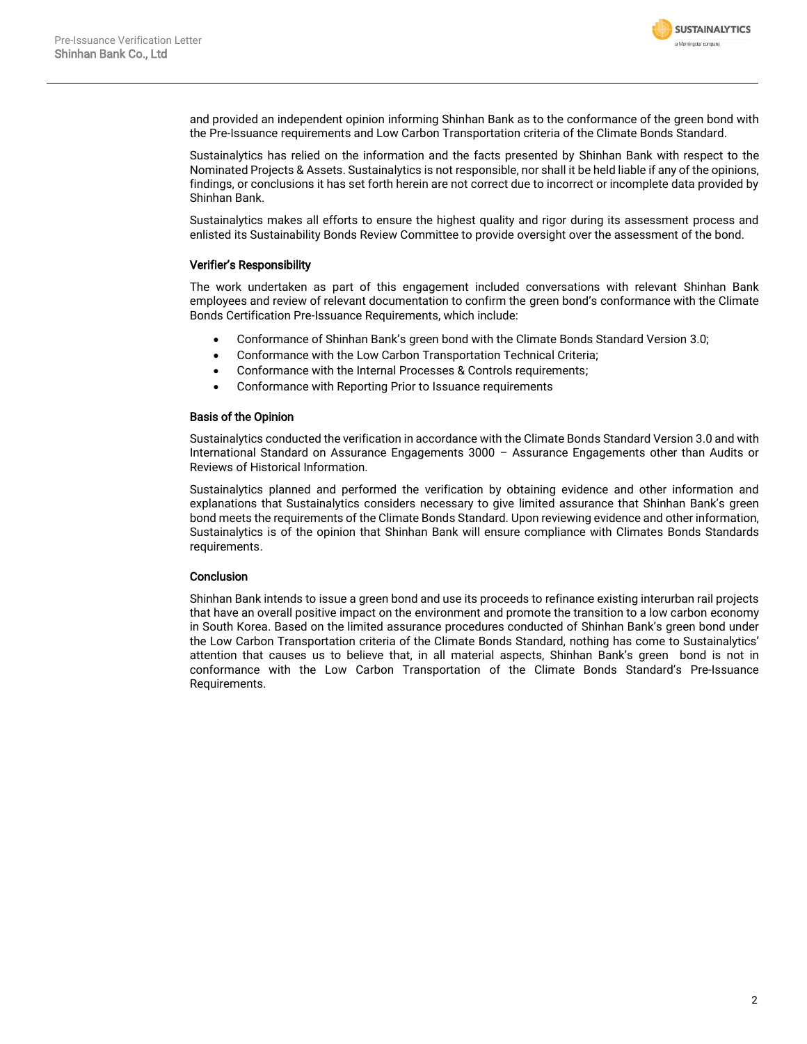and provided an independent opinion informing Shinhan Bank as to the conformance of the green bond with the Pre-Issuance requirements and Low Carbon Transportation criteria of the Climate Bonds Standard.

Sustainalytics has relied on the information and the facts presented by Shinhan Bank with respect to the Nominated Projects & Assets. Sustainalytics is not responsible, nor shall it be held liable if any of the opinions, findings, or conclusions it has set forth herein are not correct due to incorrect or incomplete data provided by Shinhan Bank.

Sustainalytics makes all efforts to ensure the highest quality and rigor during its assessment process and enlisted its Sustainability Bonds Review Committee to provide oversight over the assessment of the bond.

#### Verifier's Responsibility

The work undertaken as part of this engagement included conversations with relevant Shinhan Bank employees and review of relevant documentation to confirm the green bond's conformance with the Climate Bonds Certification Pre-Issuance Requirements, which include:

- Conformance of Shinhan Bank's green bond with the Climate Bonds Standard Version 3.0;
- Conformance with the Low Carbon Transportation Technical Criteria;
- Conformance with the Internal Processes & Controls requirements;
- Conformance with Reporting Prior to Issuance requirements

#### Basis of the Opinion

Sustainalytics conducted the verification in accordance with the Climate Bonds Standard Version 3.0 and with International Standard on Assurance Engagements 3000 – Assurance Engagements other than Audits or Reviews of Historical Information.

Sustainalytics planned and performed the verification by obtaining evidence and other information and explanations that Sustainalytics considers necessary to give limited assurance that Shinhan Bank's green bond meets the requirements of the Climate Bonds Standard. Upon reviewing evidence and other information, Sustainalytics is of the opinion that Shinhan Bank will ensure compliance with Climates Bonds Standards requirements.

#### Conclusion

Shinhan Bank intends to issue a green bond and use its proceeds to refinance existing interurban rail projects that have an overall positive impact on the environment and promote the transition to a low carbon economy in South Korea. Based on the limited assurance procedures conducted of Shinhan Bank's green bond under the Low Carbon Transportation criteria of the Climate Bonds Standard, nothing has come to Sustainalytics' attention that causes us to believe that, in all material aspects, Shinhan Bank's green bond is not in conformance with the Low Carbon Transportation of the Climate Bonds Standard's Pre-Issuance Requirements.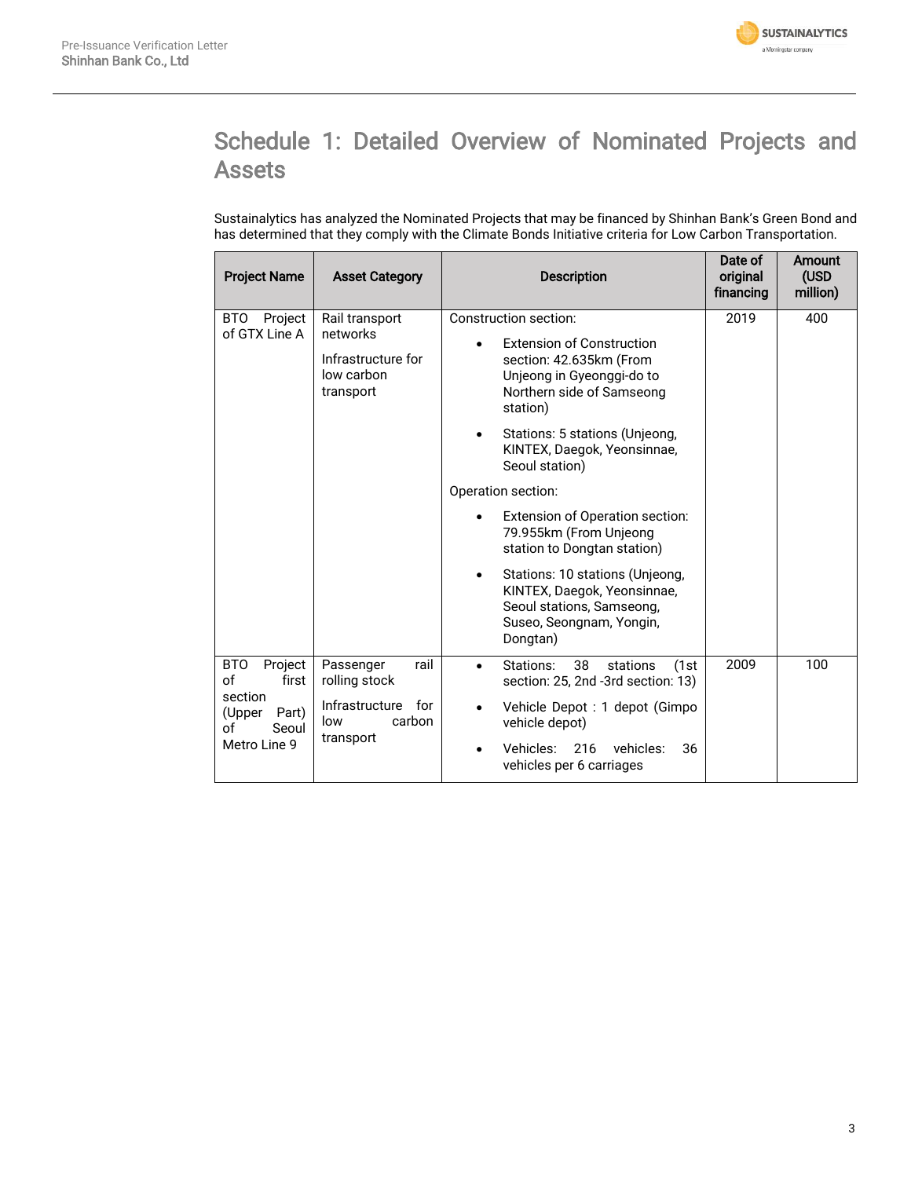# Schedule 1: Detailed Overview of Nominated Projects and Assets

Sustainalytics has analyzed the Nominated Projects that may be financed by Shinhan Bank's Green Bond and has determined that they comply with the Climate Bonds Initiative criteria for Low Carbon Transportation.

| Project Name | Asset Category | Description | Date of original financing | Amount (USD million) |
|---|---|---|---|---|
| BTO Project of GTX Line A | Rail transport networks<br><br>Infrastructure for low carbon transport | Construction section:<br>• Extension of Construction section: 42.635km (From Unjeong in Gyeonggi-do to Northern side of Samseong station)<br>• Stations: 5 stations (Unjeong, KINTEX, Daegok, Yeonsinnae, Seoul station)<br>Operation section:<br>• Extension of Operation section: 79.955km (From Unjeong station to Dongtan station)<br>• Stations: 10 stations (Unjeong, KINTEX, Daegok, Yeonsinnae, Seoul stations, Samseong, Suseo, Seongnam, Yongin, Dongtan) | 2019 | 400 |
| BTO Project of first section (Upper Part) of Seoul Metro Line 9 | Passenger rail rolling stock<br><br>Infrastructure for low carbon transport | • Stations: 38 stations (1st section: 25, 2nd -3rd section: 13)<br>• Vehicle Depot : 1 depot (Gimpo vehicle depot)<br>• Vehicles: 216 vehicles: 36 vehicles per 6 carriages | 2009 | 100 |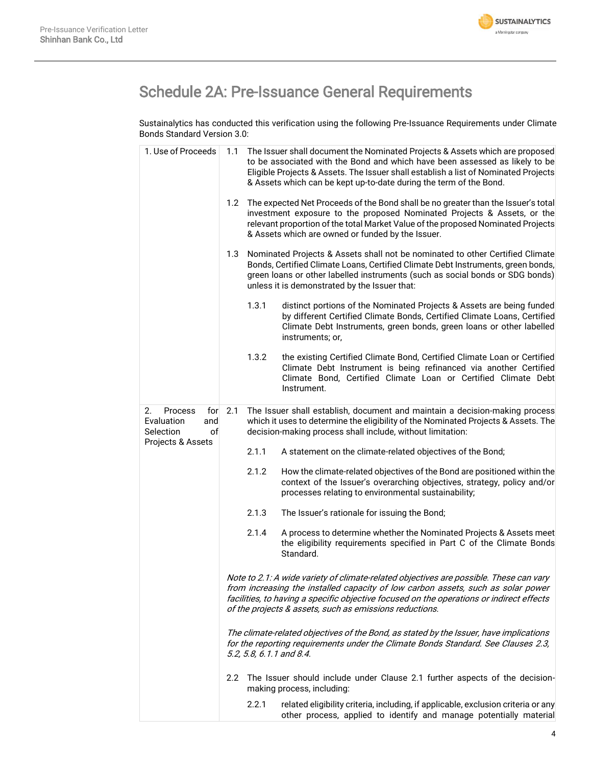# Schedule 2A: Pre-Issuance General Requirements

Sustainalytics has conducted this verification using the following Pre-Issuance Requirements under Climate Bonds Standard Version 3.0:

| | |
|---|---|
| 1. Use of Proceeds | 1.1 The Issuer shall document the Nominated Projects & Assets which are proposed to be associated with the Bond and which have been assessed as likely to be Eligible Projects & Assets. The Issuer shall establish a list of Nominated Projects & Assets which can be kept up-to-date during the term of the Bond.<br><br>1.2 The expected Net Proceeds of the Bond shall be no greater than the Issuer's total investment exposure to the proposed Nominated Projects & Assets, or the relevant proportion of the total Market Value of the proposed Nominated Projects & Assets which are owned or funded by the Issuer.<br><br>1.3 Nominated Projects & Assets shall not be nominated to other Certified Climate Bonds, Certified Climate Loans, Certified Climate Debt Instruments, green bonds, green loans or other labelled instruments (such as social bonds or SDG bonds) unless it is demonstrated by the Issuer that:<br><br>1.3.1 distinct portions of the Nominated Projects & Assets are being funded by different Certified Climate Bonds, Certified Climate Loans, Certified Climate Debt Instruments, green bonds, green loans or other labelled instruments; or,<br><br>1.3.2 the existing Certified Climate Bond, Certified Climate Loan or Certified Climate Debt Instrument is being refinanced via another Certified Climate Bond, Certified Climate Loan or Certified Climate Debt Instrument. |
| 2. Process for Evaluation and Selection of Projects & Assets | 2.1 The Issuer shall establish, document and maintain a decision-making process which it uses to determine the eligibility of the Nominated Projects & Assets. The decision-making process shall include, without limitation:<br><br>2.1.1 A statement on the climate-related objectives of the Bond;<br><br>2.1.2 How the climate-related objectives of the Bond are positioned within the context of the Issuer's overarching objectives, strategy, policy and/or processes relating to environmental sustainability;<br><br>2.1.3 The Issuer's rationale for issuing the Bond;<br><br>2.1.4 A process to determine whether the Nominated Projects & Assets meet the eligibility requirements specified in Part C of the Climate Bonds Standard.<br><br>*Note to 2.1: A wide variety of climate-related objectives are possible. These can vary from increasing the installed capacity of low carbon assets, such as solar power facilities, to having a specific objective focused on the operations or indirect effects of the projects & assets, such as emissions reductions.*<br><br>*The climate-related objectives of the Bond, as stated by the Issuer, have implications for the reporting requirements under the Climate Bonds Standard. See Clauses 2.3, 5.2, 5.8, 6.1.1 and 8.4.*<br><br>2.2 The Issuer should include under Clause 2.1 further aspects of the decision-making process, including:<br><br>2.2.1 related eligibility criteria, including, if applicable, exclusion criteria or any other process, applied to identify and manage potentially material |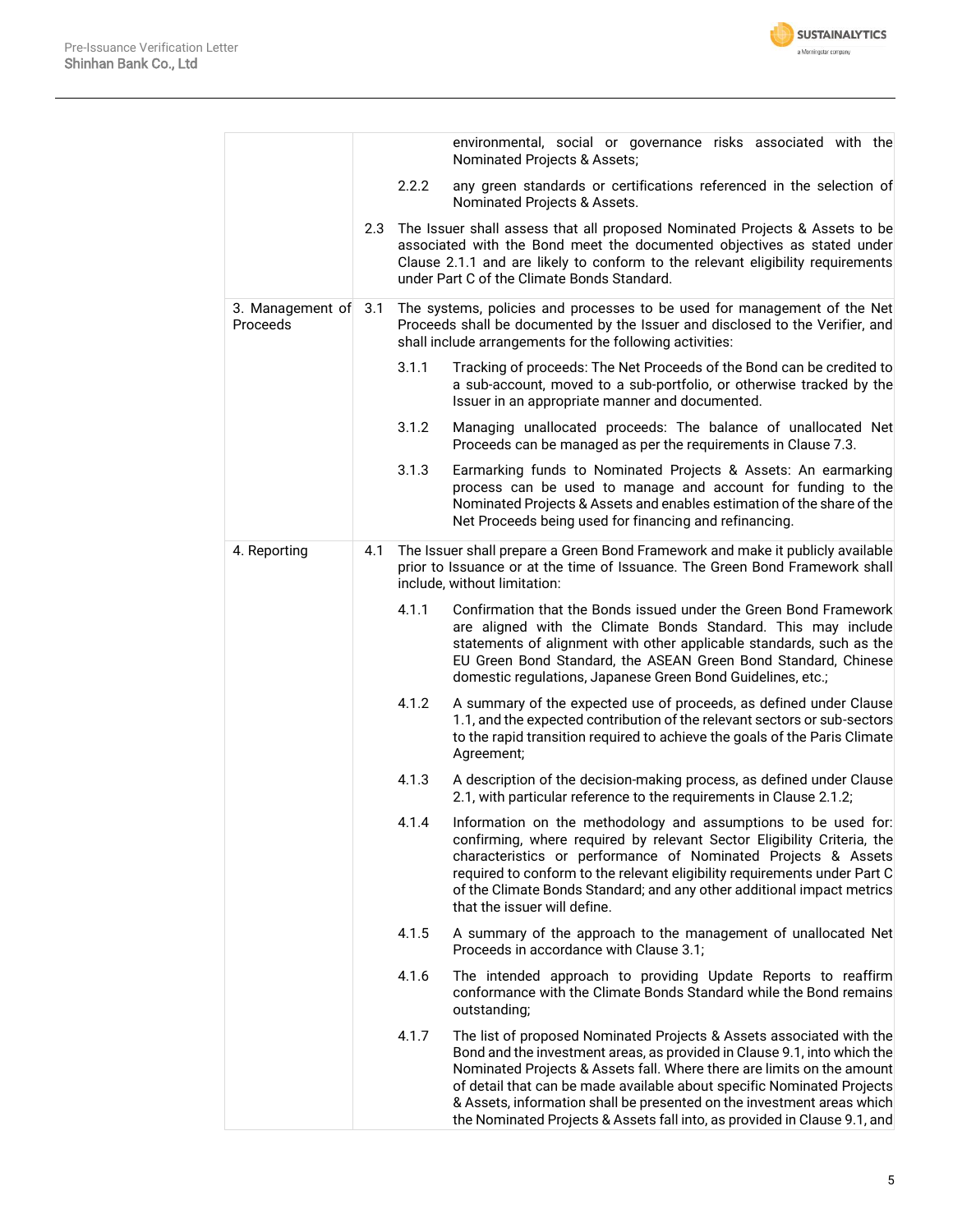| | |
|---|---|
| | environmental, social or governance risks associated with the Nominated Projects & Assets;<br><br>2.2.2 any green standards or certifications referenced in the selection of Nominated Projects & Assets.<br><br>2.3 The Issuer shall assess that all proposed Nominated Projects & Assets to be associated with the Bond meet the documented objectives as stated under Clause 2.1.1 and are likely to conform to the relevant eligibility requirements under Part C of the Climate Bonds Standard. |
| 3. Management of Proceeds | 3.1 The systems, policies and processes to be used for management of the Net Proceeds shall be documented by the Issuer and disclosed to the Verifier, and shall include arrangements for the following activities:<br><br>3.1.1 Tracking of proceeds: The Net Proceeds of the Bond can be credited to a sub-account, moved to a sub-portfolio, or otherwise tracked by the Issuer in an appropriate manner and documented.<br><br>3.1.2 Managing unallocated proceeds: The balance of unallocated Net Proceeds can be managed as per the requirements in Clause 7.3.<br><br>3.1.3 Earmarking funds to Nominated Projects & Assets: An earmarking process can be used to manage and account for funding to the Nominated Projects & Assets and enables estimation of the share of the Net Proceeds being used for financing and refinancing. |
| 4. Reporting | 4.1 The Issuer shall prepare a Green Bond Framework and make it publicly available prior to Issuance or at the time of Issuance. The Green Bond Framework shall include, without limitation:<br><br>4.1.1 Confirmation that the Bonds issued under the Green Bond Framework are aligned with the Climate Bonds Standard. This may include statements of alignment with other applicable standards, such as the EU Green Bond Standard, the ASEAN Green Bond Standard, Chinese domestic regulations, Japanese Green Bond Guidelines, etc.;<br><br>4.1.2 A summary of the expected use of proceeds, as defined under Clause 1.1, and the expected contribution of the relevant sectors or sub-sectors to the rapid transition required to achieve the goals of the Paris Climate Agreement;<br><br>4.1.3 A description of the decision-making process, as defined under Clause 2.1, with particular reference to the requirements in Clause 2.1.2;<br><br>4.1.4 Information on the methodology and assumptions to be used for: confirming, where required by relevant Sector Eligibility Criteria, the characteristics or performance of Nominated Projects & Assets required to conform to the relevant eligibility requirements under Part C of the Climate Bonds Standard; and any other additional impact metrics that the issuer will define.<br><br>4.1.5 A summary of the approach to the management of unallocated Net Proceeds in accordance with Clause 3.1;<br><br>4.1.6 The intended approach to providing Update Reports to reaffirm conformance with the Climate Bonds Standard while the Bond remains outstanding;<br><br>4.1.7 The list of proposed Nominated Projects & Assets associated with the Bond and the investment areas, as provided in Clause 9.1, into which the Nominated Projects & Assets fall. Where there are limits on the amount of detail that can be made available about specific Nominated Projects & Assets, information shall be presented on the investment areas which the Nominated Projects & Assets fall into, as provided in Clause 9.1, and |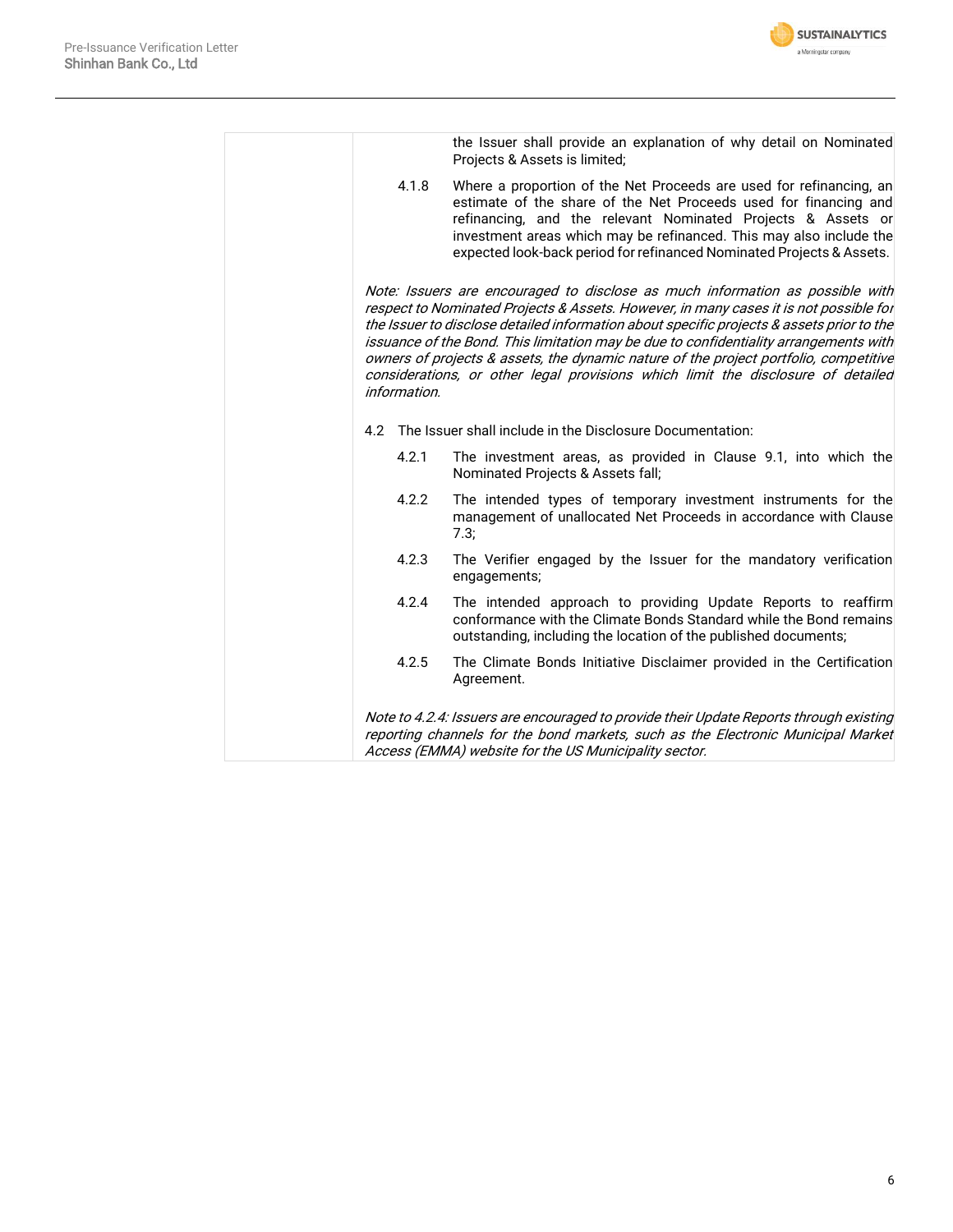| | |
|---|---|
| | the Issuer shall provide an explanation of why detail on Nominated Projects & Assets is limited;<br><br>4.1.8 Where a proportion of the Net Proceeds are used for refinancing, an estimate of the share of the Net Proceeds used for financing and refinancing, and the relevant Nominated Projects & Assets or investment areas which may be refinanced. This may also include the expected look-back period for refinanced Nominated Projects & Assets.<br><br>*Note: Issuers are encouraged to disclose as much information as possible with respect to Nominated Projects & Assets. However, in many cases it is not possible for the Issuer to disclose detailed information about specific projects & assets prior to the issuance of the Bond. This limitation may be due to confidentiality arrangements with owners of projects & assets, the dynamic nature of the project portfolio, competitive considerations, or other legal provisions which limit the disclosure of detailed information.*<br><br>4.2 The Issuer shall include in the Disclosure Documentation:<br><br>4.2.1 The investment areas, as provided in Clause 9.1, into which the Nominated Projects & Assets fall;<br><br>4.2.2 The intended types of temporary investment instruments for the management of unallocated Net Proceeds in accordance with Clause 7.3;<br><br>4.2.3 The Verifier engaged by the Issuer for the mandatory verification engagements;<br><br>4.2.4 The intended approach to providing Update Reports to reaffirm conformance with the Climate Bonds Standard while the Bond remains outstanding, including the location of the published documents;<br><br>4.2.5 The Climate Bonds Initiative Disclaimer provided in the Certification Agreement.<br><br>*Note to 4.2.4: Issuers are encouraged to provide their Update Reports through existing reporting channels for the bond markets, such as the Electronic Municipal Market Access (EMMA) website for the US Municipality sector.* |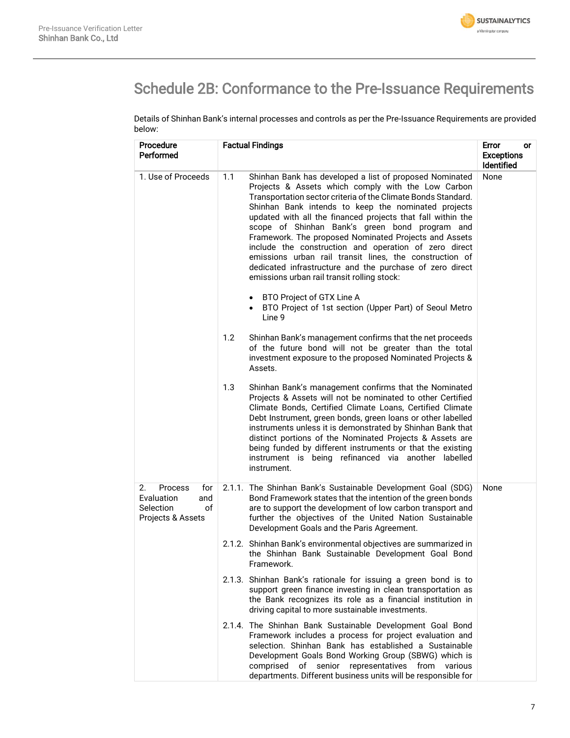# Schedule 2B: Conformance to the Pre-Issuance Requirements

Details of Shinhan Bank's internal processes and controls as per the Pre-Issuance Requirements are provided below:

| Procedure Performed | Factual Findings | Error or Exceptions Identified |
|---|---|---|
| 1. Use of Proceeds | 1.1 Shinhan Bank has developed a list of proposed Nominated Projects & Assets which comply with the Low Carbon Transportation sector criteria of the Climate Bonds Standard. Shinhan Bank intends to keep the nominated projects updated with all the financed projects that fall within the scope of Shinhan Bank's green bond program and Framework. The proposed Nominated Projects and Assets include the construction and operation of zero direct emissions urban rail transit lines, the construction of dedicated infrastructure and the purchase of zero direct emissions urban rail transit rolling stock:<br><br>• BTO Project of GTX Line A<br>• BTO Project of 1st section (Upper Part) of Seoul Metro Line 9<br><br>1.2 Shinhan Bank's management confirms that the net proceeds of the future bond will not be greater than the total investment exposure to the proposed Nominated Projects & Assets.<br><br>1.3 Shinhan Bank's management confirms that the Nominated Projects & Assets will not be nominated to other Certified Climate Bonds, Certified Climate Loans, Certified Climate Debt Instrument, green bonds, green loans or other labelled instruments unless it is demonstrated by Shinhan Bank that distinct portions of the Nominated Projects & Assets are being funded by different instruments or that the existing instrument is being refinanced via another labelled instrument. | None |
| 2. Process for Evaluation and Selection of Projects & Assets | 2.1.1. The Shinhan Bank's Sustainable Development Goal (SDG) Bond Framework states that the intention of the green bonds are to support the development of low carbon transport and further the objectives of the United Nation Sustainable Development Goals and the Paris Agreement.<br><br>2.1.2. Shinhan Bank's environmental objectives are summarized in the Shinhan Bank Sustainable Development Goal Bond Framework.<br><br>2.1.3. Shinhan Bank's rationale for issuing a green bond is to support green finance investing in clean transportation as the Bank recognizes its role as a financial institution in driving capital to more sustainable investments.<br><br>2.1.4. The Shinhan Bank Sustainable Development Goal Bond Framework includes a process for project evaluation and selection. Shinhan Bank has established a Sustainable Development Goals Bond Working Group (SBWG) which is comprised of senior representatives from various departments. Different business units will be responsible for | None |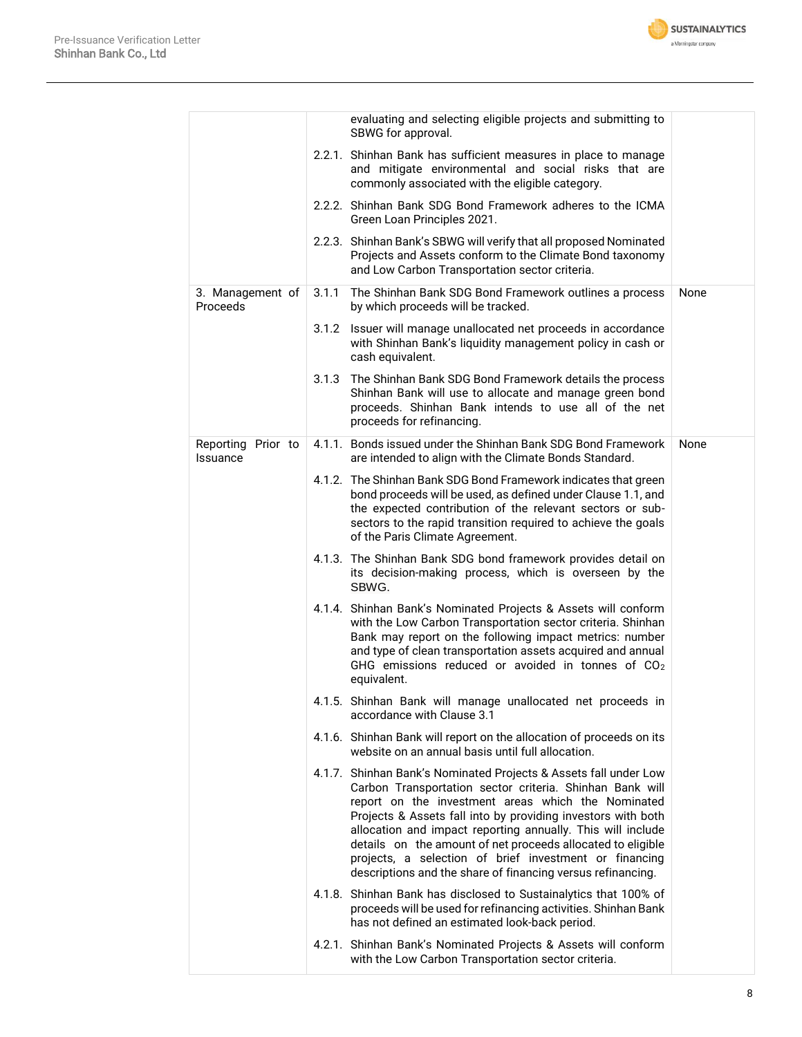| | | |
|---|---|---|
| | evaluating and selecting eligible projects and submitting to SBWG for approval.<br><br>2.2.1. Shinhan Bank has sufficient measures in place to manage and mitigate environmental and social risks that are commonly associated with the eligible category.<br><br>2.2.2. Shinhan Bank SDG Bond Framework adheres to the ICMA Green Loan Principles 2021.<br><br>2.2.3. Shinhan Bank's SBWG will verify that all proposed Nominated Projects and Assets conform to the Climate Bond taxonomy and Low Carbon Transportation sector criteria. | |
| 3. Management of Proceeds | 3.1.1 The Shinhan Bank SDG Bond Framework outlines a process by which proceeds will be tracked.<br><br>3.1.2 Issuer will manage unallocated net proceeds in accordance with Shinhan Bank's liquidity management policy in cash or cash equivalent.<br><br>3.1.3 The Shinhan Bank SDG Bond Framework details the process Shinhan Bank will use to allocate and manage green bond proceeds. Shinhan Bank intends to use all of the net proceeds for refinancing. | None |
| Reporting Prior to Issuance | 4.1.1. Bonds issued under the Shinhan Bank SDG Bond Framework are intended to align with the Climate Bonds Standard.<br><br>4.1.2. The Shinhan Bank SDG Bond Framework indicates that green bond proceeds will be used, as defined under Clause 1.1, and the expected contribution of the relevant sectors or sub-sectors to the rapid transition required to achieve the goals of the Paris Climate Agreement.<br><br>4.1.3. The Shinhan Bank SDG bond framework provides detail on its decision-making process, which is overseen by the SBWG.<br><br>4.1.4. Shinhan Bank's Nominated Projects & Assets will conform with the Low Carbon Transportation sector criteria. Shinhan Bank may report on the following impact metrics: number and type of clean transportation assets acquired and annual GHG emissions reduced or avoided in tonnes of $CO_2$ equivalent.<br><br>4.1.5. Shinhan Bank will manage unallocated net proceeds in accordance with Clause 3.1<br><br>4.1.6. Shinhan Bank will report on the allocation of proceeds on its website on an annual basis until full allocation.<br><br>4.1.7. Shinhan Bank's Nominated Projects & Assets fall under Low Carbon Transportation sector criteria. Shinhan Bank will report on the investment areas which the Nominated Projects & Assets fall into by providing investors with both allocation and impact reporting annually. This will include details on the amount of net proceeds allocated to eligible projects, a selection of brief investment or financing descriptions and the share of financing versus refinancing.<br><br>4.1.8. Shinhan Bank has disclosed to Sustainalytics that 100% of proceeds will be used for refinancing activities. Shinhan Bank has not defined an estimated look-back period.<br><br>4.2.1. Shinhan Bank's Nominated Projects & Assets will conform with the Low Carbon Transportation sector criteria. | None |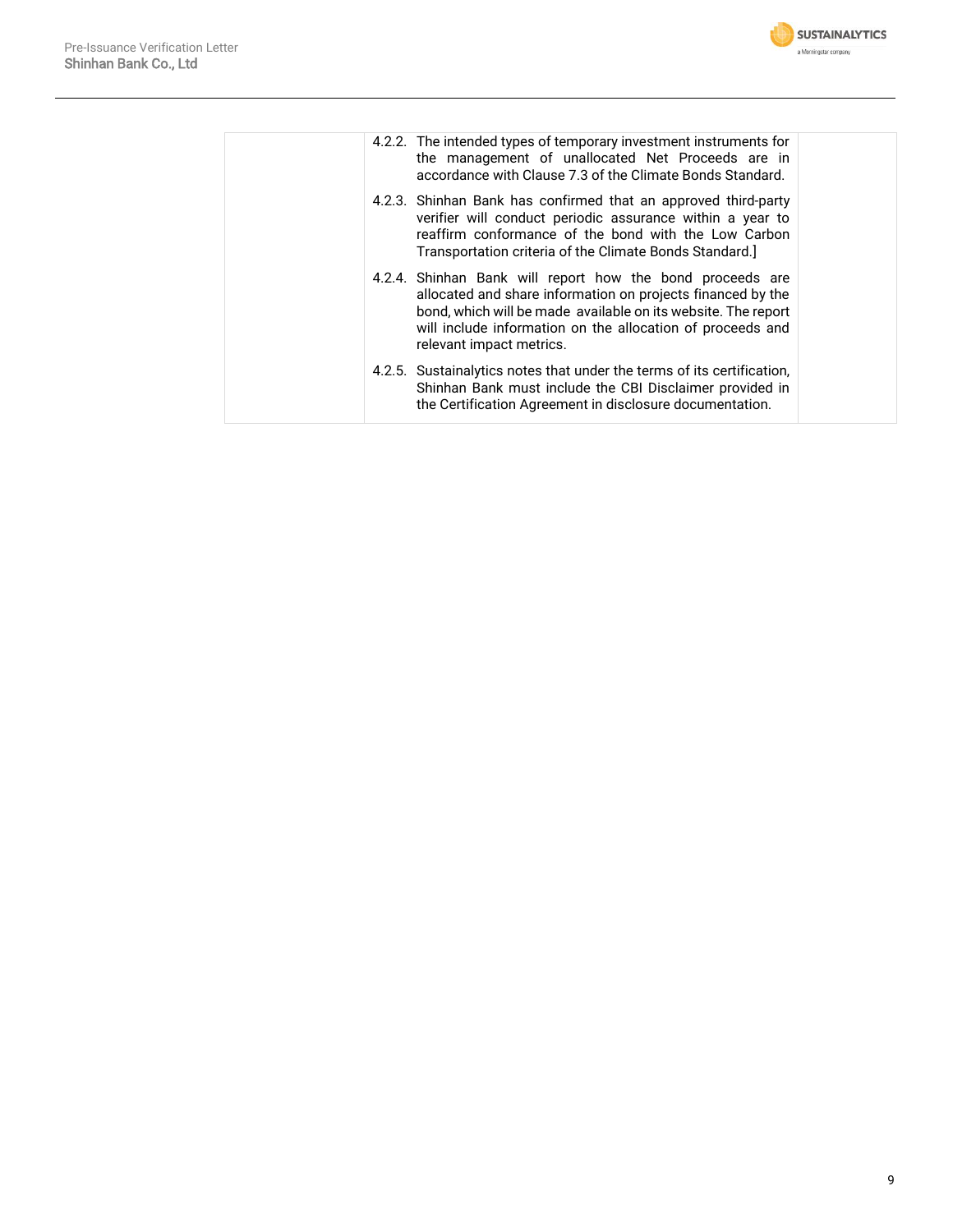| | | |
|---|---|---|
| | 4.2.2. The intended types of temporary investment instruments for the management of unallocated Net Proceeds are in accordance with Clause 7.3 of the Climate Bonds Standard.<br><br>4.2.3. Shinhan Bank has confirmed that an approved third-party verifier will conduct periodic assurance within a year to reaffirm conformance of the bond with the Low Carbon Transportation criteria of the Climate Bonds Standard.]<br><br>4.2.4. Shinhan Bank will report how the bond proceeds are allocated and share information on projects financed by the bond, which will be made available on its website. The report will include information on the allocation of proceeds and relevant impact metrics.<br><br>4.2.5. Sustainalytics notes that under the terms of its certification, Shinhan Bank must include the CBI Disclaimer provided in the Certification Agreement in disclosure documentation. | |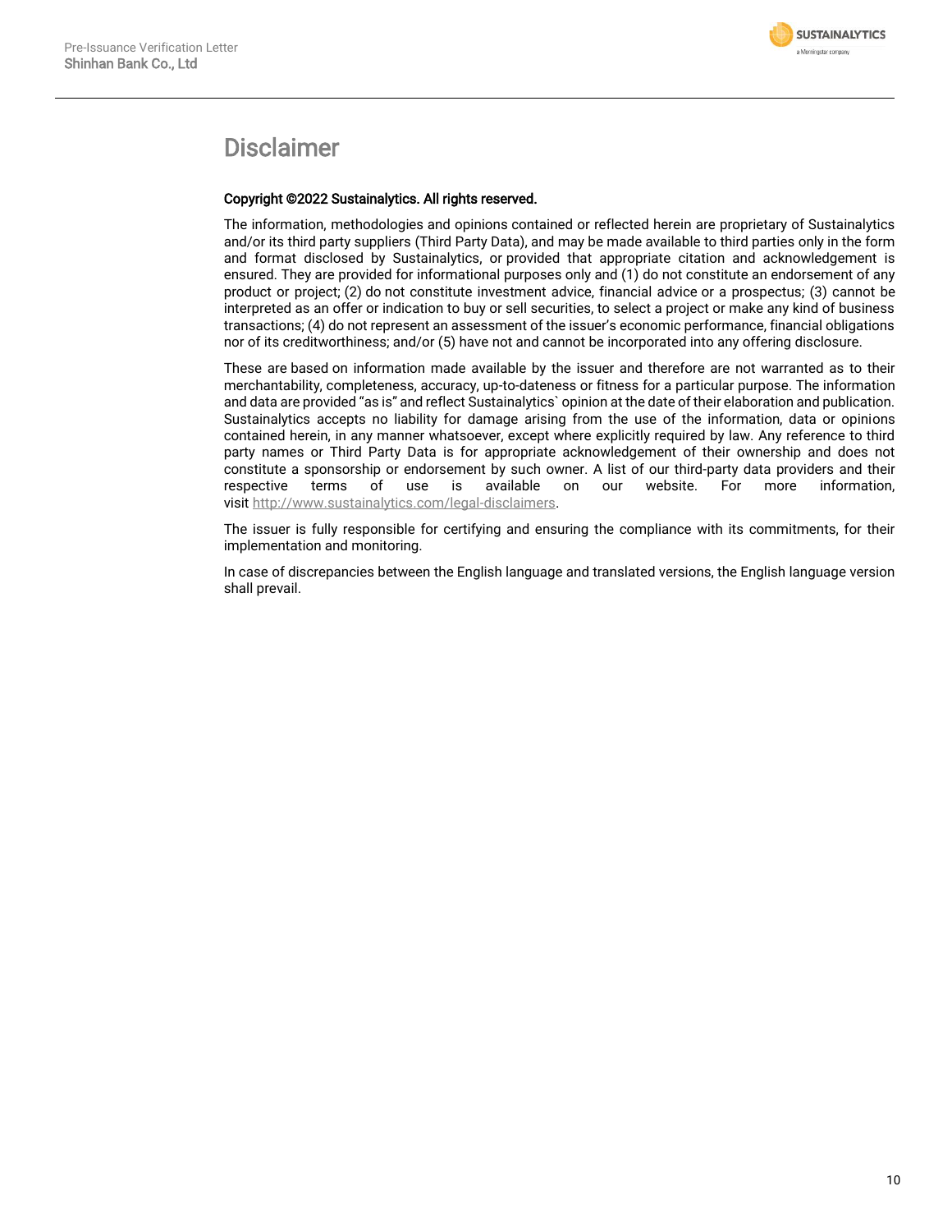# Disclaimer

**Copyright ©2022 Sustainalytics. All rights reserved.**

The information, methodologies and opinions contained or reflected herein are proprietary of Sustainalytics and/or its third party suppliers (Third Party Data), and may be made available to third parties only in the form and format disclosed by Sustainalytics, or provided that appropriate citation and acknowledgement is ensured. They are provided for informational purposes only and (1) do not constitute an endorsement of any product or project; (2) do not constitute investment advice, financial advice or a prospectus; (3) cannot be interpreted as an offer or indication to buy or sell securities, to select a project or make any kind of business transactions; (4) do not represent an assessment of the issuer's economic performance, financial obligations nor of its creditworthiness; and/or (5) have not and cannot be incorporated into any offering disclosure.

These are based on information made available by the issuer and therefore are not warranted as to their merchantability, completeness, accuracy, up-to-dateness or fitness for a particular purpose. The information and data are provided "as is" and reflect Sustainalytics` opinion at the date of their elaboration and publication. Sustainalytics accepts no liability for damage arising from the use of the information, data or opinions contained herein, in any manner whatsoever, except where explicitly required by law. Any reference to third party names or Third Party Data is for appropriate acknowledgement of their ownership and does not constitute a sponsorship or endorsement by such owner. A list of our third-party data providers and their respective terms of use is available on our website. For more information, visit http://www.sustainalytics.com/legal-disclaimers.

The issuer is fully responsible for certifying and ensuring the compliance with its commitments, for their implementation and monitoring.

In case of discrepancies between the English language and translated versions, the English language version shall prevail.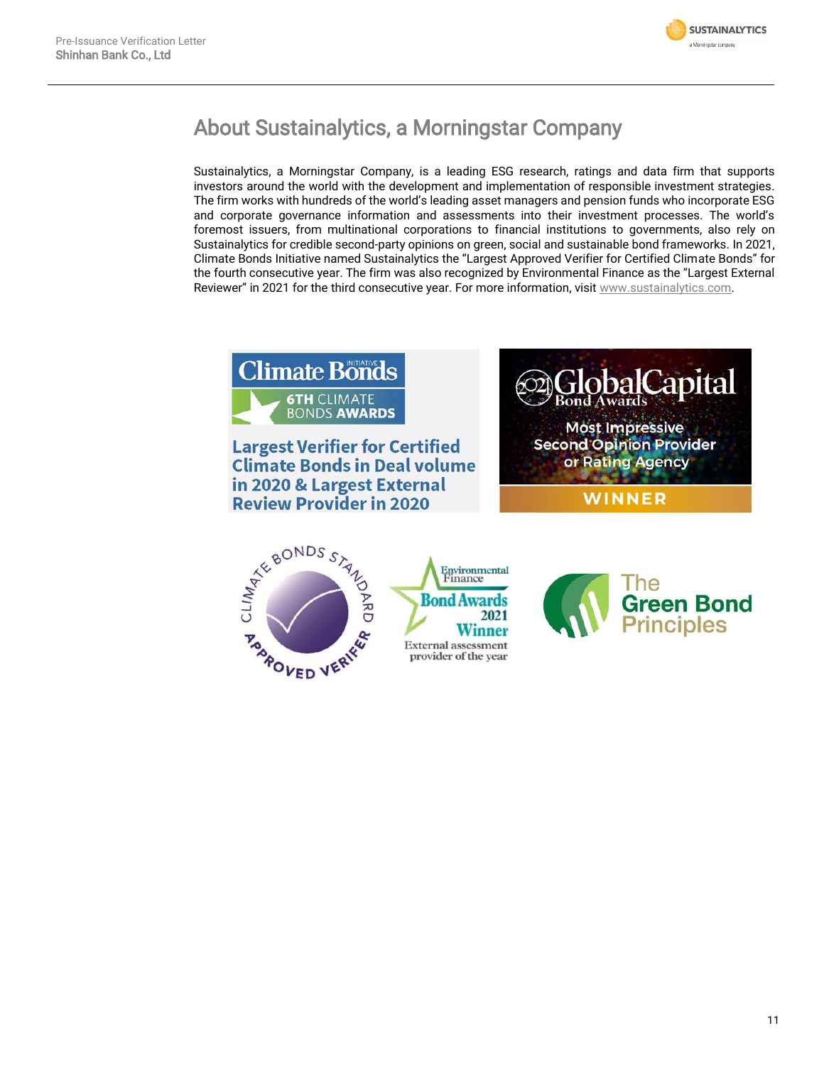## About Sustainalytics, a Morningstar Company

Sustainalytics, a Morningstar Company, is a leading ESG research, ratings and data firm that supports investors around the world with the development and implementation of responsible investment strategies. The firm works with hundreds of the world's leading asset managers and pension funds who incorporate ESG and corporate governance information and assessments into their investment processes. The world's foremost issuers, from multinational corporations to financial institutions to governments, also rely on Sustainalytics for credible second-party opinions on green, social and sustainable bond frameworks. In 2021, Climate Bonds Initiative named Sustainalytics the "Largest Approved Verifier for Certified Climate Bonds" for the fourth consecutive year. The firm was also recognized by Environmental Finance as the "Largest External Reviewer" in 2021 for the third consecutive year. For more information, visit www.sustainalytics.com.

Climate Bonds Initiative
6TH CLIMATE BONDS AWARDS
Largest Verifier for Certified Climate Bonds in Deal volume in 2020 & Largest External Review Provider in 2020

2021 GlobalCapital Bond Awards
Most Impressive Second Opinion Provider or Rating Agency
WINNER

CLIMATE BONDS STANDARD APPROVED VERIFIER

Environmental Finance Bond Awards 2021 Winner
External assessment provider of the year

The Green Bond Principles